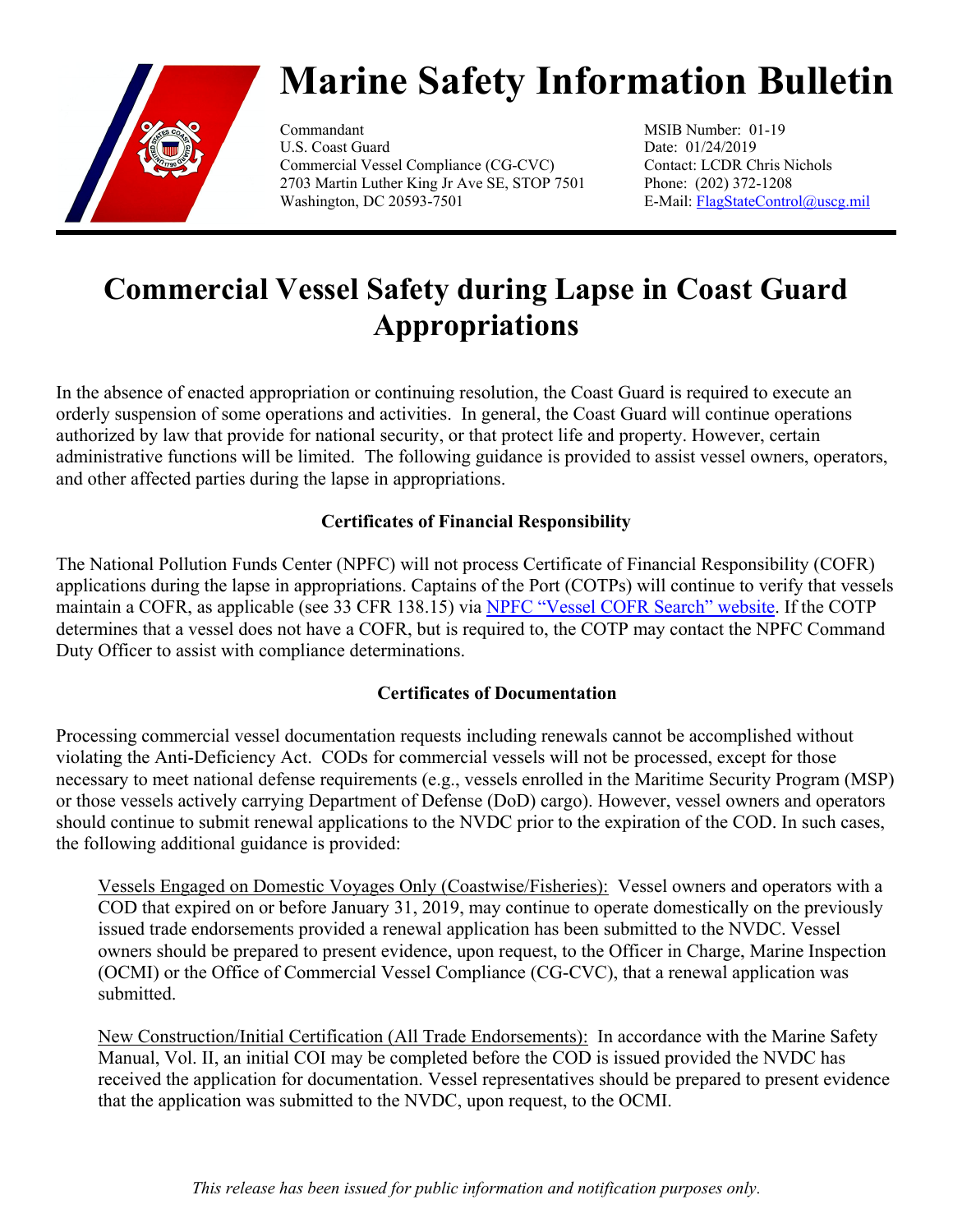# Marine Safety Information Bulletin

Commandant
U.S. Coast Guard
Commercial Vessel Compliance (CG-CVC)
2703 Martin Luther King Jr Ave SE, STOP 7501
Washington, DC 20593-7501

MSIB Number: 01-19
Date: 01/24/2019
Contact: LCDR Chris Nichols
Phone: (202) 372-1208
E-Mail: FlagStateControl@uscg.mil

## Commercial Vessel Safety during Lapse in Coast Guard Appropriations

In the absence of enacted appropriation or continuing resolution, the Coast Guard is required to execute an orderly suspension of some operations and activities. In general, the Coast Guard will continue operations authorized by law that provide for national security, or that protect life and property. However, certain administrative functions will be limited. The following guidance is provided to assist vessel owners, operators, and other affected parties during the lapse in appropriations.

### Certificates of Financial Responsibility

The National Pollution Funds Center (NPFC) will not process Certificate of Financial Responsibility (COFR) applications during the lapse in appropriations. Captains of the Port (COTPs) will continue to verify that vessels maintain a COFR, as applicable (see 33 CFR 138.15) via NPFC "Vessel COFR Search" website. If the COTP determines that a vessel does not have a COFR, but is required to, the COTP may contact the NPFC Command Duty Officer to assist with compliance determinations.

### Certificates of Documentation

Processing commercial vessel documentation requests including renewals cannot be accomplished without violating the Anti-Deficiency Act. CODs for commercial vessels will not be processed, except for those necessary to meet national defense requirements (e.g., vessels enrolled in the Maritime Security Program (MSP) or those vessels actively carrying Department of Defense (DoD) cargo). However, vessel owners and operators should continue to submit renewal applications to the NVDC prior to the expiration of the COD. In such cases, the following additional guidance is provided:

Vessels Engaged on Domestic Voyages Only (Coastwise/Fisheries): Vessel owners and operators with a COD that expired on or before January 31, 2019, may continue to operate domestically on the previously issued trade endorsements provided a renewal application has been submitted to the NVDC. Vessel owners should be prepared to present evidence, upon request, to the Officer in Charge, Marine Inspection (OCMI) or the Office of Commercial Vessel Compliance (CG-CVC), that a renewal application was submitted.

New Construction/Initial Certification (All Trade Endorsements): In accordance with the Marine Safety Manual, Vol. II, an initial COI may be completed before the COD is issued provided the NVDC has received the application for documentation. Vessel representatives should be prepared to present evidence that the application was submitted to the NVDC, upon request, to the OCMI.

*This release has been issued for public information and notification purposes only.*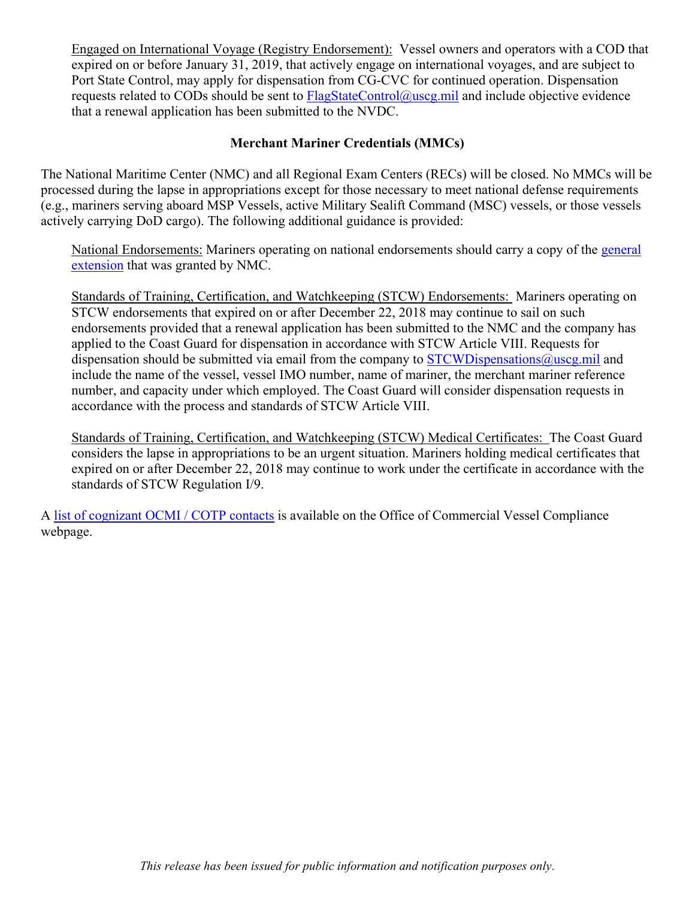Engaged on International Voyage (Registry Endorsement): Vessel owners and operators with a COD that expired on or before January 31, 2019, that actively engage on international voyages, and are subject to Port State Control, may apply for dispensation from CG-CVC for continued operation. Dispensation requests related to CODs should be sent to FlagStateControl@uscg.mil and include objective evidence that a renewal application has been submitted to the NVDC.

**Merchant Mariner Credentials (MMCs)**

The National Maritime Center (NMC) and all Regional Exam Centers (RECs) will be closed. No MMCs will be processed during the lapse in appropriations except for those necessary to meet national defense requirements (e.g., mariners serving aboard MSP Vessels, active Military Sealift Command (MSC) vessels, or those vessels actively carrying DoD cargo). The following additional guidance is provided:

National Endorsements: Mariners operating on national endorsements should carry a copy of the general extension that was granted by NMC.

Standards of Training, Certification, and Watchkeeping (STCW) Endorsements: Mariners operating on STCW endorsements that expired on or after December 22, 2018 may continue to sail on such endorsements provided that a renewal application has been submitted to the NMC and the company has applied to the Coast Guard for dispensation in accordance with STCW Article VIII. Requests for dispensation should be submitted via email from the company to STCWDispensations@uscg.mil and include the name of the vessel, vessel IMO number, name of mariner, the merchant mariner reference number, and capacity under which employed. The Coast Guard will consider dispensation requests in accordance with the process and standards of STCW Article VIII.

Standards of Training, Certification, and Watchkeeping (STCW) Medical Certificates: The Coast Guard considers the lapse in appropriations to be an urgent situation. Mariners holding medical certificates that expired on or after December 22, 2018 may continue to work under the certificate in accordance with the standards of STCW Regulation I/9.

A list of cognizant OCMI / COTP contacts is available on the Office of Commercial Vessel Compliance webpage.

*This release has been issued for public information and notification purposes only.*